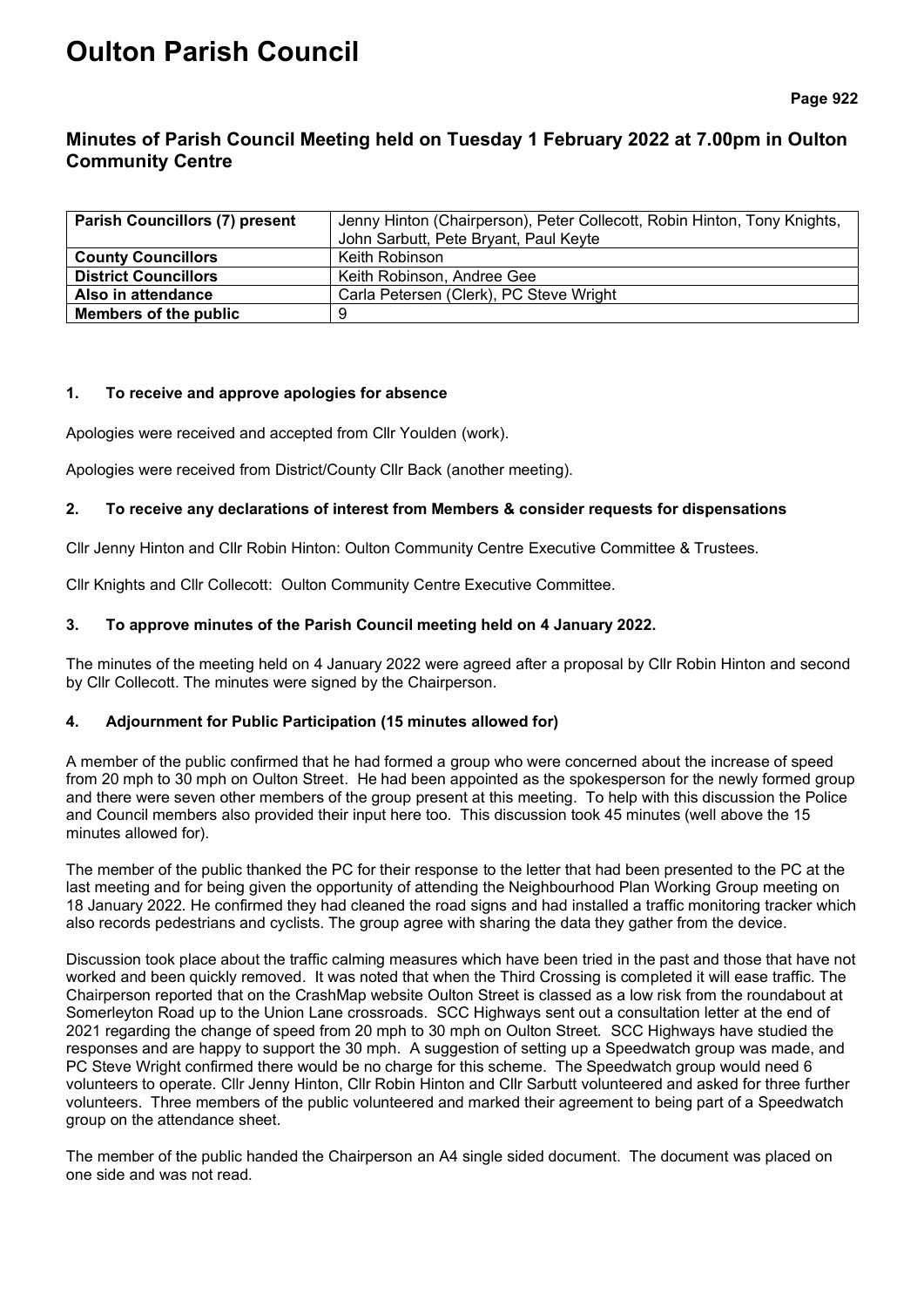# Oulton Parish Council

## Minutes of Parish Council Meeting held on Tuesday 1 February 2022 at 7.00pm in Oulton Community Centre

| **Parish Councillors (7) present** | Jenny Hinton (Chairperson), Peter Collecott, Robin Hinton, Tony Knights, John Sarbutt, Pete Bryant, Paul Keyte |
|---|---|
| **County Councillors** | Keith Robinson |
| **District Councillors** | Keith Robinson, Andree Gee |
| **Also in attendance** | Carla Petersen (Clerk), PC Steve Wright |
| **Members of the public** | 9 |

### 1. To receive and approve apologies for absence

Apologies were received and accepted from Cllr Youlden (work).

Apologies were received from District/County Cllr Back (another meeting).

### 2. To receive any declarations of interest from Members & consider requests for dispensations

Cllr Jenny Hinton and Cllr Robin Hinton: Oulton Community Centre Executive Committee & Trustees.

Cllr Knights and Cllr Collecott: Oulton Community Centre Executive Committee.

### 3. To approve minutes of the Parish Council meeting held on 4 January 2022.

The minutes of the meeting held on 4 January 2022 were agreed after a proposal by Cllr Robin Hinton and second by Cllr Collecott. The minutes were signed by the Chairperson.

### 4. Adjournment for Public Participation (15 minutes allowed for)

A member of the public confirmed that he had formed a group who were concerned about the increase of speed from 20 mph to 30 mph on Oulton Street. He had been appointed as the spokesperson for the newly formed group and there were seven other members of the group present at this meeting. To help with this discussion the Police and Council members also provided their input here too. This discussion took 45 minutes (well above the 15 minutes allowed for).

The member of the public thanked the PC for their response to the letter that had been presented to the PC at the last meeting and for being given the opportunity of attending the Neighbourhood Plan Working Group meeting on 18 January 2022. He confirmed they had cleaned the road signs and had installed a traffic monitoring tracker which also records pedestrians and cyclists. The group agree with sharing the data they gather from the device.

Discussion took place about the traffic calming measures which have been tried in the past and those that have not worked and been quickly removed. It was noted that when the Third Crossing is completed it will ease traffic. The Chairperson reported that on the CrashMap website Oulton Street is classed as a low risk from the roundabout at Somerleyton Road up to the Union Lane crossroads. SCC Highways sent out a consultation letter at the end of 2021 regarding the change of speed from 20 mph to 30 mph on Oulton Street. SCC Highways have studied the responses and are happy to support the 30 mph. A suggestion of setting up a Speedwatch group was made, and PC Steve Wright confirmed there would be no charge for this scheme. The Speedwatch group would need 6 volunteers to operate. Cllr Jenny Hinton, Cllr Robin Hinton and Cllr Sarbutt volunteered and asked for three further volunteers. Three members of the public volunteered and marked their agreement to being part of a Speedwatch group on the attendance sheet.

The member of the public handed the Chairperson an A4 single sided document. The document was placed on one side and was not read.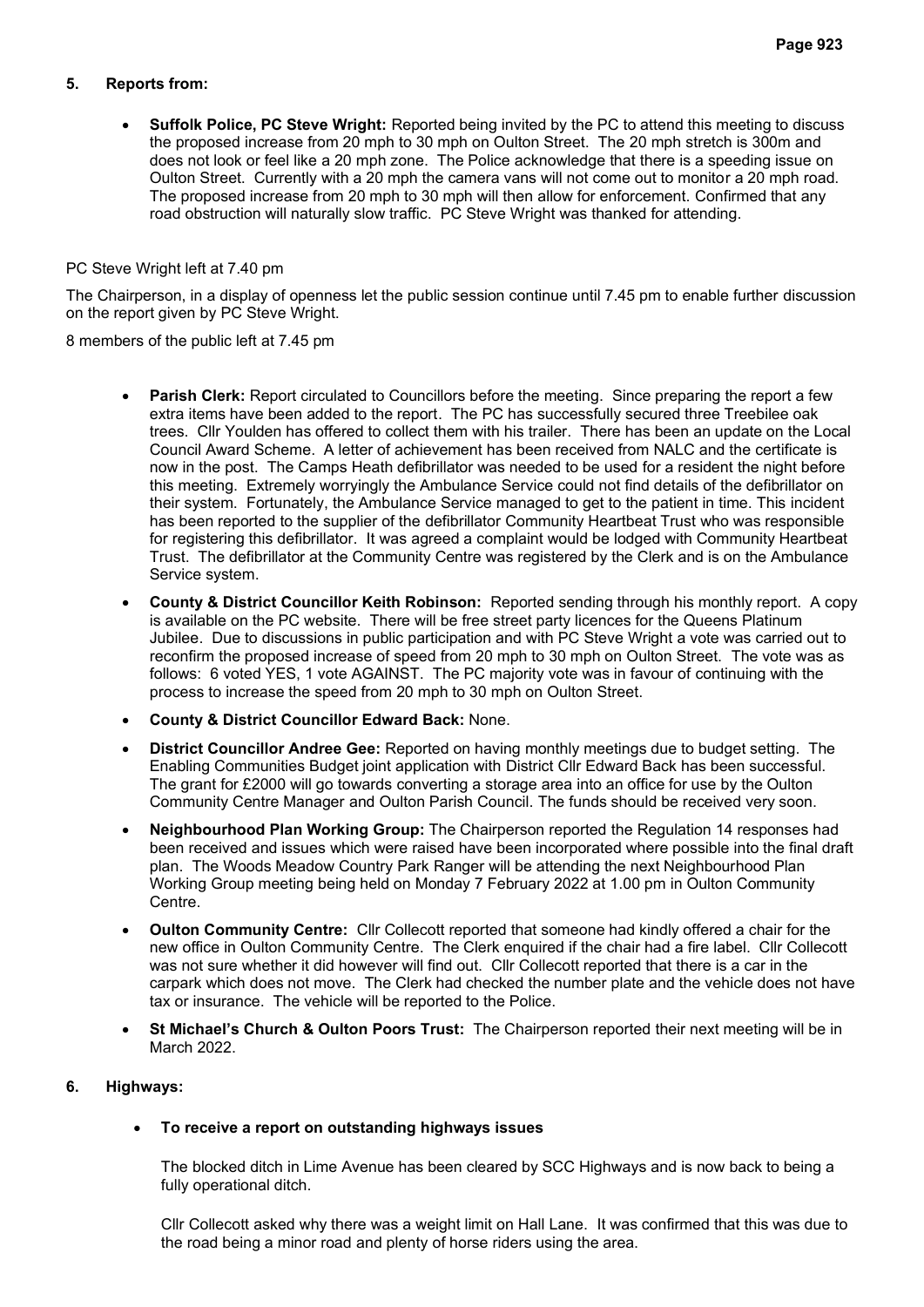## 5. Reports from:

- **Suffolk Police, PC Steve Wright:** Reported being invited by the PC to attend this meeting to discuss the proposed increase from 20 mph to 30 mph on Oulton Street. The 20 mph stretch is 300m and does not look or feel like a 20 mph zone. The Police acknowledge that there is a speeding issue on Oulton Street. Currently with a 20 mph the camera vans will not come out to monitor a 20 mph road. The proposed increase from 20 mph to 30 mph will then allow for enforcement. Confirmed that any road obstruction will naturally slow traffic. PC Steve Wright was thanked for attending.

PC Steve Wright left at 7.40 pm

The Chairperson, in a display of openness let the public session continue until 7.45 pm to enable further discussion on the report given by PC Steve Wright.

8 members of the public left at 7.45 pm

- **Parish Clerk:** Report circulated to Councillors before the meeting. Since preparing the report a few extra items have been added to the report. The PC has successfully secured three Treebilee oak trees. Cllr Youlden has offered to collect them with his trailer. There has been an update on the Local Council Award Scheme. A letter of achievement has been received from NALC and the certificate is now in the post. The Camps Heath defibrillator was needed to be used for a resident the night before this meeting. Extremely worryingly the Ambulance Service could not find details of the defibrillator on their system. Fortunately, the Ambulance Service managed to get to the patient in time. This incident has been reported to the supplier of the defibrillator Community Heartbeat Trust who was responsible for registering this defibrillator. It was agreed a complaint would be lodged with Community Heartbeat Trust. The defibrillator at the Community Centre was registered by the Clerk and is on the Ambulance Service system.
- **County & District Councillor Keith Robinson:** Reported sending through his monthly report. A copy is available on the PC website. There will be free street party licences for the Queens Platinum Jubilee. Due to discussions in public participation and with PC Steve Wright a vote was carried out to reconfirm the proposed increase of speed from 20 mph to 30 mph on Oulton Street. The vote was as follows: 6 voted YES, 1 vote AGAINST. The PC majority vote was in favour of continuing with the process to increase the speed from 20 mph to 30 mph on Oulton Street.
- **County & District Councillor Edward Back:** None.
- **District Councillor Andree Gee:** Reported on having monthly meetings due to budget setting. The Enabling Communities Budget joint application with District Cllr Edward Back has been successful. The grant for £2000 will go towards converting a storage area into an office for use by the Oulton Community Centre Manager and Oulton Parish Council. The funds should be received very soon.
- **Neighbourhood Plan Working Group:** The Chairperson reported the Regulation 14 responses had been received and issues which were raised have been incorporated where possible into the final draft plan. The Woods Meadow Country Park Ranger will be attending the next Neighbourhood Plan Working Group meeting being held on Monday 7 February 2022 at 1.00 pm in Oulton Community Centre.
- **Oulton Community Centre:** Cllr Collecott reported that someone had kindly offered a chair for the new office in Oulton Community Centre. The Clerk enquired if the chair had a fire label. Cllr Collecott was not sure whether it did however will find out. Cllr Collecott reported that there is a car in the carpark which does not move. The Clerk had checked the number plate and the vehicle does not have tax or insurance. The vehicle will be reported to the Police.
- **St Michael's Church & Oulton Poors Trust:** The Chairperson reported their next meeting will be in March 2022.

## 6. Highways:

- **To receive a report on outstanding highways issues**

  The blocked ditch in Lime Avenue has been cleared by SCC Highways and is now back to being a fully operational ditch.

  Cllr Collecott asked why there was a weight limit on Hall Lane. It was confirmed that this was due to the road being a minor road and plenty of horse riders using the area.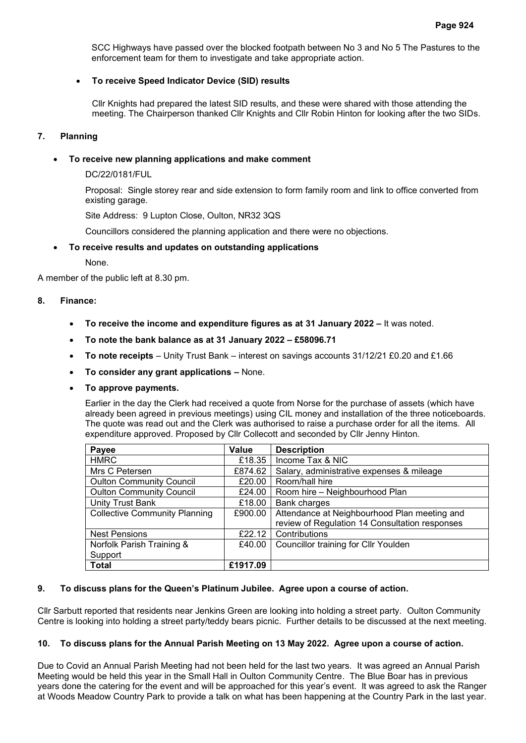SCC Highways have passed over the blocked footpath between No 3 and No 5 The Pastures to the enforcement team for them to investigate and take appropriate action.

- **To receive Speed Indicator Device (SID) results**

  Cllr Knights had prepared the latest SID results, and these were shared with those attending the meeting. The Chairperson thanked Cllr Knights and Cllr Robin Hinton for looking after the two SIDs.

**7. Planning**

- **To receive new planning applications and make comment**

  DC/22/0181/FUL

  Proposal: Single storey rear and side extension to form family room and link to office converted from existing garage.

  Site Address: 9 Lupton Close, Oulton, NR32 3QS

  Councillors considered the planning application and there were no objections.

- **To receive results and updates on outstanding applications**

  None.

A member of the public left at 8.30 pm.

**8. Finance:**

- **To receive the income and expenditure figures as at 31 January 2022 –** It was noted.
- **To note the bank balance as at 31 January 2022 – £58096.71**
- **To note receipts** – Unity Trust Bank – interest on savings accounts 31/12/21 £0.20 and £1.66
- **To consider any grant applications –** None.
- **To approve payments.**

  Earlier in the day the Clerk had received a quote from Norse for the purchase of assets (which have already been agreed in previous meetings) using CIL money and installation of the three noticeboards. The quote was read out and the Clerk was authorised to raise a purchase order for all the items. All expenditure approved. Proposed by Cllr Collecott and seconded by Cllr Jenny Hinton.

| Payee | Value | Description |
|---|---|---|
| HMRC | £18.35 | Income Tax & NIC |
| Mrs C Petersen | £874.62 | Salary, administrative expenses & mileage |
| Oulton Community Council | £20.00 | Room/hall hire |
| Oulton Community Council | £24.00 | Room hire – Neighbourhood Plan |
| Unity Trust Bank | £18.00 | Bank charges |
| Collective Community Planning | £900.00 | Attendance at Neighbourhood Plan meeting and review of Regulation 14 Consultation responses |
| Nest Pensions | £22.12 | Contributions |
| Norfolk Parish Training & Support | £40.00 | Councillor training for Cllr Youlden |
| **Total** | **£1917.09** | |

**9. To discuss plans for the Queen's Platinum Jubilee. Agree upon a course of action.**

Cllr Sarbutt reported that residents near Jenkins Green are looking into holding a street party. Oulton Community Centre is looking into holding a street party/teddy bears picnic. Further details to be discussed at the next meeting.

**10. To discuss plans for the Annual Parish Meeting on 13 May 2022. Agree upon a course of action.**

Due to Covid an Annual Parish Meeting had not been held for the last two years. It was agreed an Annual Parish Meeting would be held this year in the Small Hall in Oulton Community Centre. The Blue Boar has in previous years done the catering for the event and will be approached for this year's event. It was agreed to ask the Ranger at Woods Meadow Country Park to provide a talk on what has been happening at the Country Park in the last year.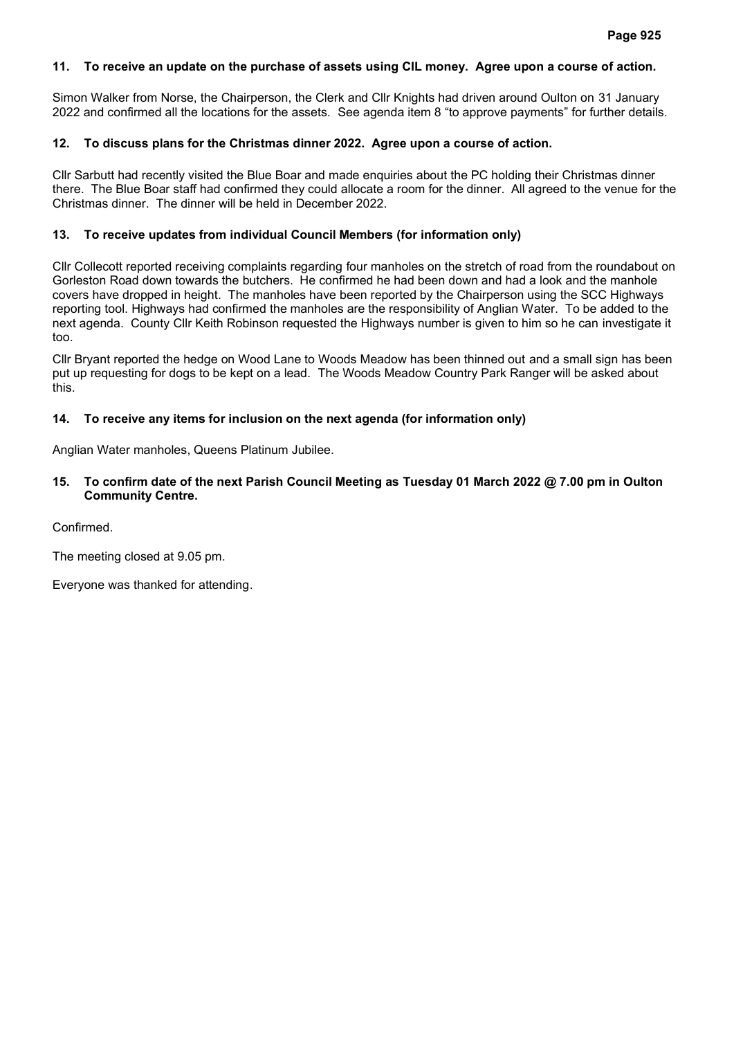**11. To receive an update on the purchase of assets using CIL money. Agree upon a course of action.**

Simon Walker from Norse, the Chairperson, the Clerk and Cllr Knights had driven around Oulton on 31 January 2022 and confirmed all the locations for the assets. See agenda item 8 "to approve payments" for further details.

**12. To discuss plans for the Christmas dinner 2022. Agree upon a course of action.**

Cllr Sarbutt had recently visited the Blue Boar and made enquiries about the PC holding their Christmas dinner there. The Blue Boar staff had confirmed they could allocate a room for the dinner. All agreed to the venue for the Christmas dinner. The dinner will be held in December 2022.

**13. To receive updates from individual Council Members (for information only)**

Cllr Collecott reported receiving complaints regarding four manholes on the stretch of road from the roundabout on Gorleston Road down towards the butchers. He confirmed he had been down and had a look and the manhole covers have dropped in height. The manholes have been reported by the Chairperson using the SCC Highways reporting tool. Highways had confirmed the manholes are the responsibility of Anglian Water. To be added to the next agenda. County Cllr Keith Robinson requested the Highways number is given to him so he can investigate it too.

Cllr Bryant reported the hedge on Wood Lane to Woods Meadow has been thinned out and a small sign has been put up requesting for dogs to be kept on a lead. The Woods Meadow Country Park Ranger will be asked about this.

**14. To receive any items for inclusion on the next agenda (for information only)**

Anglian Water manholes, Queens Platinum Jubilee.

**15. To confirm date of the next Parish Council Meeting as Tuesday 01 March 2022 @ 7.00 pm in Oulton Community Centre.**

Confirmed.

The meeting closed at 9.05 pm.

Everyone was thanked for attending.